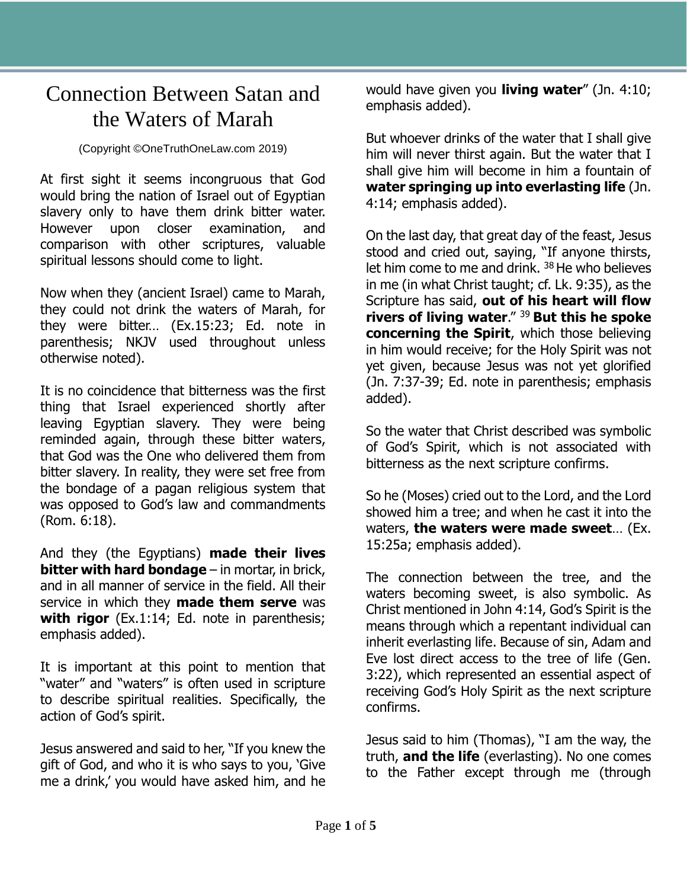# Connection Between Satan and the Waters of Marah

(Copyright ©OneTruthOneLaw.com 2019)

At first sight it seems incongruous that God would bring the nation of Israel out of Egyptian slavery only to have them drink bitter water. However upon closer examination, and comparison with other scriptures, valuable spiritual lessons should come to light.

Now when they (ancient Israel) came to Marah, they could not drink the waters of Marah, for they were bitter… (Ex.15:23; Ed. note in parenthesis; NKJV used throughout unless otherwise noted).

It is no coincidence that bitterness was the first thing that Israel experienced shortly after leaving Egyptian slavery. They were being reminded again, through these bitter waters, that God was the One who delivered them from bitter slavery. In reality, they were set free from the bondage of a pagan religious system that was opposed to God's law and commandments (Rom. 6:18).

And they (the Egyptians) **made their lives bitter with hard bondage** – in mortar, in brick, and in all manner of service in the field. All their service in which they **made them serve** was **with rigor** (Ex.1:14; Ed. note in parenthesis; emphasis added).

It is important at this point to mention that "water" and "waters" is often used in scripture to describe spiritual realities. Specifically, the action of God's spirit.

Jesus answered and said to her, "If you knew the gift of God, and who it is who says to you, 'Give me a drink,' you would have asked him, and he would have given you **living water**" (Jn. 4:10; emphasis added).

But whoever drinks of the water that I shall give him will never thirst again. But the water that I shall give him will become in him a fountain of **water springing up into everlasting life** (Jn. 4:14; emphasis added).

On the last day, that great day of the feast, Jesus stood and cried out, saying, "If anyone thirsts, let him come to me and drink. [38] He who believes in me (in what Christ taught; cf. Lk. 9:35), as the Scripture has said, **out of his heart will flow rivers of living water**." [39] **But this he spoke concerning the Spirit**, which those believing in him would receive; for the Holy Spirit was not yet given, because Jesus was not yet glorified (Jn. 7:37-39; Ed. note in parenthesis; emphasis added).

So the water that Christ described was symbolic of God's Spirit, which is not associated with bitterness as the next scripture confirms.

So he (Moses) cried out to the Lord, and the Lord showed him a tree; and when he cast it into the waters, **the waters were made sweet**… (Ex. 15:25a; emphasis added).

The connection between the tree, and the waters becoming sweet, is also symbolic. As Christ mentioned in John 4:14, God's Spirit is the means through which a repentant individual can inherit everlasting life. Because of sin, Adam and Eve lost direct access to the tree of life (Gen. 3:22), which represented an essential aspect of receiving God's Holy Spirit as the next scripture confirms.

Jesus said to him (Thomas), "I am the way, the truth, **and the life** (everlasting). No one comes to the Father except through me (through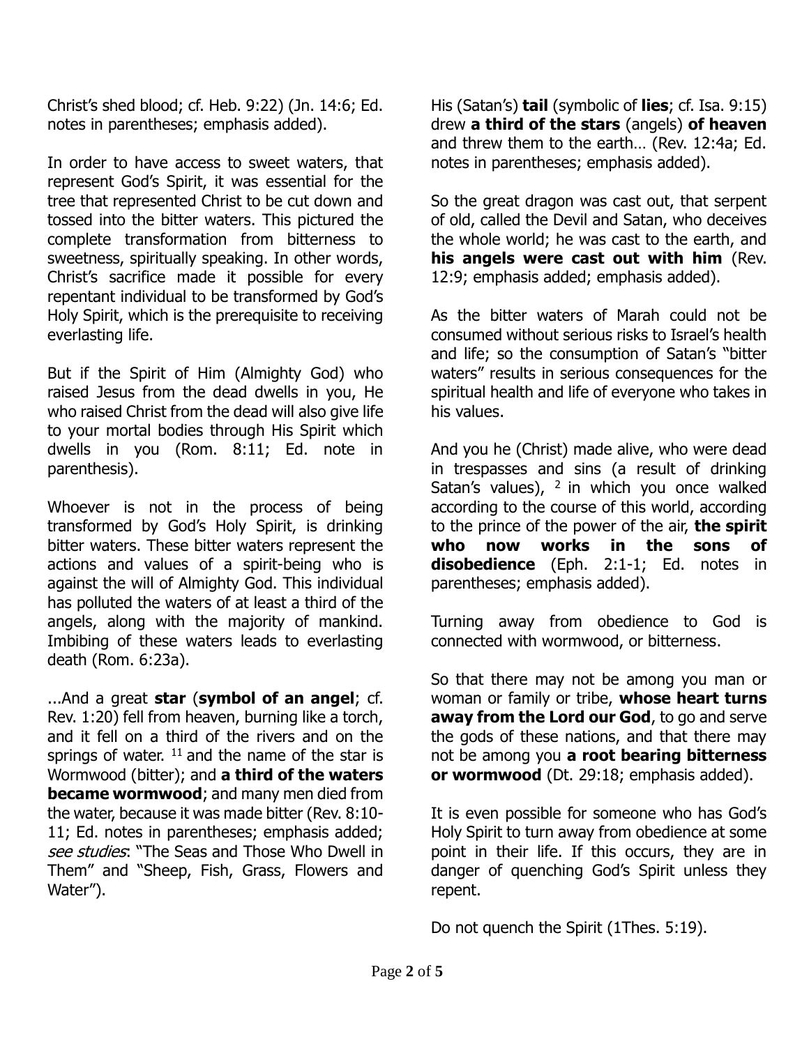Christ's shed blood; cf. Heb. 9:22) (Jn. 14:6; Ed. notes in parentheses; emphasis added).

In order to have access to sweet waters, that represent God's Spirit, it was essential for the tree that represented Christ to be cut down and tossed into the bitter waters. This pictured the complete transformation from bitterness to sweetness, spiritually speaking. In other words, Christ's sacrifice made it possible for every repentant individual to be transformed by God's Holy Spirit, which is the prerequisite to receiving everlasting life.

But if the Spirit of Him (Almighty God) who raised Jesus from the dead dwells in you, He who raised Christ from the dead will also give life to your mortal bodies through His Spirit which dwells in you (Rom. 8:11; Ed. note in parenthesis).

Whoever is not in the process of being transformed by God's Holy Spirit, is drinking bitter waters. These bitter waters represent the actions and values of a spirit-being who is against the will of Almighty God. This individual has polluted the waters of at least a third of the angels, along with the majority of mankind. Imbibing of these waters leads to everlasting death (Rom. 6:23a).

...And a great **star** (**symbol of an angel**; cf. Rev. 1:20) fell from heaven, burning like a torch, and it fell on a third of the rivers and on the springs of water. [11] and the name of the star is Wormwood (bitter); and **a third of the waters became wormwood**; and many men died from the water, because it was made bitter (Rev. 8:10-11; Ed. notes in parentheses; emphasis added; *see studies*: "The Seas and Those Who Dwell in Them" and "Sheep, Fish, Grass, Flowers and Water").

His (Satan's) **tail** (symbolic of **lies**; cf. Isa. 9:15) drew **a third of the stars** (angels) **of heaven** and threw them to the earth… (Rev. 12:4a; Ed. notes in parentheses; emphasis added).

So the great dragon was cast out, that serpent of old, called the Devil and Satan, who deceives the whole world; he was cast to the earth, and **his angels were cast out with him** (Rev. 12:9; emphasis added; emphasis added).

As the bitter waters of Marah could not be consumed without serious risks to Israel's health and life; so the consumption of Satan's "bitter waters" results in serious consequences for the spiritual health and life of everyone who takes in his values.

And you he (Christ) made alive, who were dead in trespasses and sins (a result of drinking Satan's values), [2] in which you once walked according to the course of this world, according to the prince of the power of the air, **the spirit who now works in the sons of disobedience** (Eph. 2:1-1; Ed. notes in parentheses; emphasis added).

Turning away from obedience to God is connected with wormwood, or bitterness.

So that there may not be among you man or woman or family or tribe, **whose heart turns away from the Lord our God**, to go and serve the gods of these nations, and that there may not be among you **a root bearing bitterness or wormwood** (Dt. 29:18; emphasis added).

It is even possible for someone who has God's Holy Spirit to turn away from obedience at some point in their life. If this occurs, they are in danger of quenching God's Spirit unless they repent.

Do not quench the Spirit (1Thes. 5:19).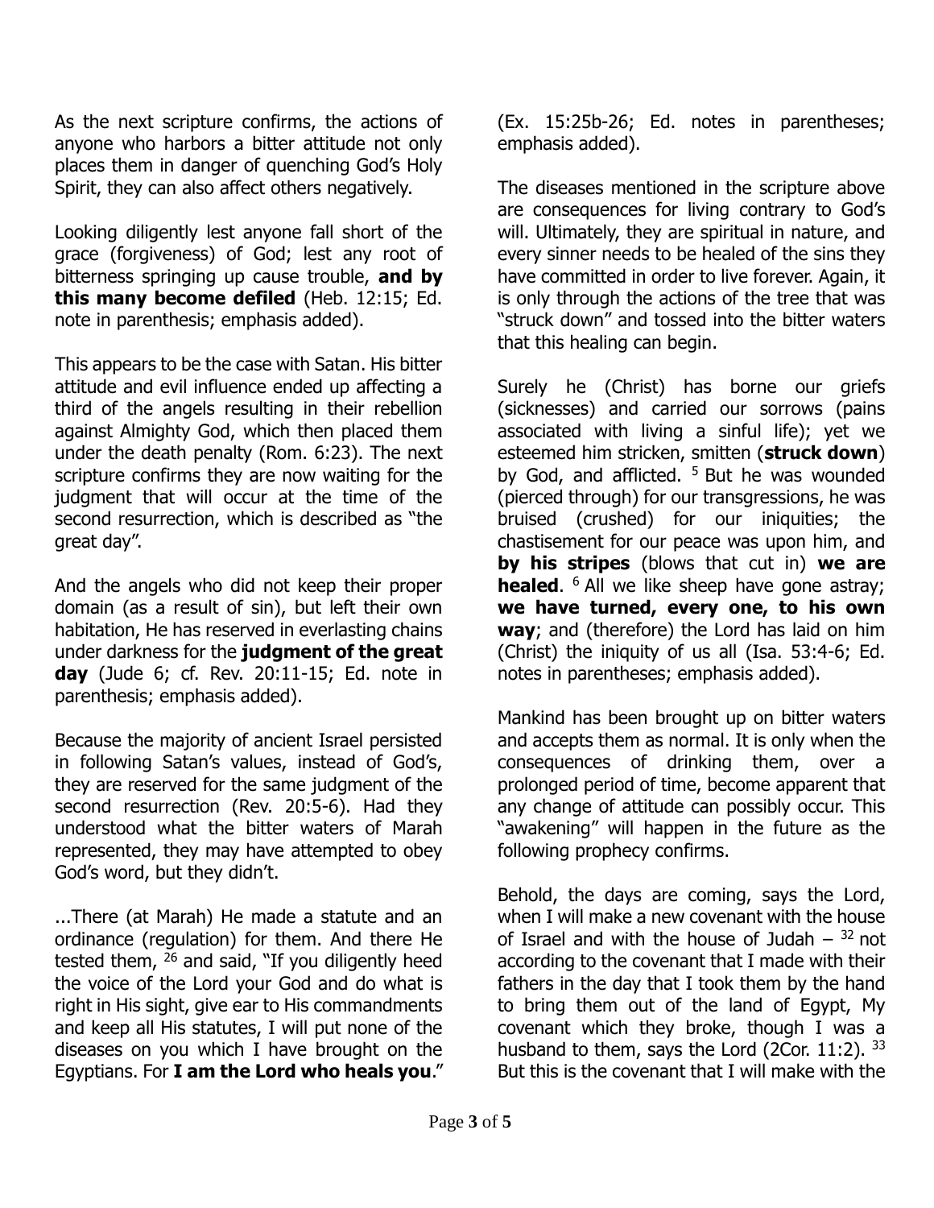As the next scripture confirms, the actions of anyone who harbors a bitter attitude not only places them in danger of quenching God's Holy Spirit, they can also affect others negatively.

Looking diligently lest anyone fall short of the grace (forgiveness) of God; lest any root of bitterness springing up cause trouble, **and by this many become defiled** (Heb. 12:15; Ed. note in parenthesis; emphasis added).

This appears to be the case with Satan. His bitter attitude and evil influence ended up affecting a third of the angels resulting in their rebellion against Almighty God, which then placed them under the death penalty (Rom. 6:23). The next scripture confirms they are now waiting for the judgment that will occur at the time of the second resurrection, which is described as "the great day".

And the angels who did not keep their proper domain (as a result of sin), but left their own habitation, He has reserved in everlasting chains under darkness for the **judgment of the great day** (Jude 6; cf. Rev. 20:11-15; Ed. note in parenthesis; emphasis added).

Because the majority of ancient Israel persisted in following Satan's values, instead of God's, they are reserved for the same judgment of the second resurrection (Rev. 20:5-6). Had they understood what the bitter waters of Marah represented, they may have attempted to obey God's word, but they didn't.

...There (at Marah) He made a statute and an ordinance (regulation) for them. And there He tested them, [26] and said, "If you diligently heed the voice of the Lord your God and do what is right in His sight, give ear to His commandments and keep all His statutes, I will put none of the diseases on you which I have brought on the Egyptians. For **I am the Lord who heals you**." (Ex. 15:25b-26; Ed. notes in parentheses; emphasis added).

The diseases mentioned in the scripture above are consequences for living contrary to God's will. Ultimately, they are spiritual in nature, and every sinner needs to be healed of the sins they have committed in order to live forever. Again, it is only through the actions of the tree that was "struck down" and tossed into the bitter waters that this healing can begin.

Surely he (Christ) has borne our griefs (sicknesses) and carried our sorrows (pains associated with living a sinful life); yet we esteemed him stricken, smitten (**struck down**) by God, and afflicted. [5] But he was wounded (pierced through) for our transgressions, he was bruised (crushed) for our iniquities; the chastisement for our peace was upon him, and **by his stripes** (blows that cut in) **we are healed**. [6] All we like sheep have gone astray; **we have turned, every one, to his own way**; and (therefore) the Lord has laid on him (Christ) the iniquity of us all (Isa. 53:4-6; Ed. notes in parentheses; emphasis added).

Mankind has been brought up on bitter waters and accepts them as normal. It is only when the consequences of drinking them, over a prolonged period of time, become apparent that any change of attitude can possibly occur. This "awakening" will happen in the future as the following prophecy confirms.

Behold, the days are coming, says the Lord, when I will make a new covenant with the house of Israel and with the house of Judah – [32] not according to the covenant that I made with their fathers in the day that I took them by the hand to bring them out of the land of Egypt, My covenant which they broke, though I was a husband to them, says the Lord (2Cor. 11:2). [33] But this is the covenant that I will make with the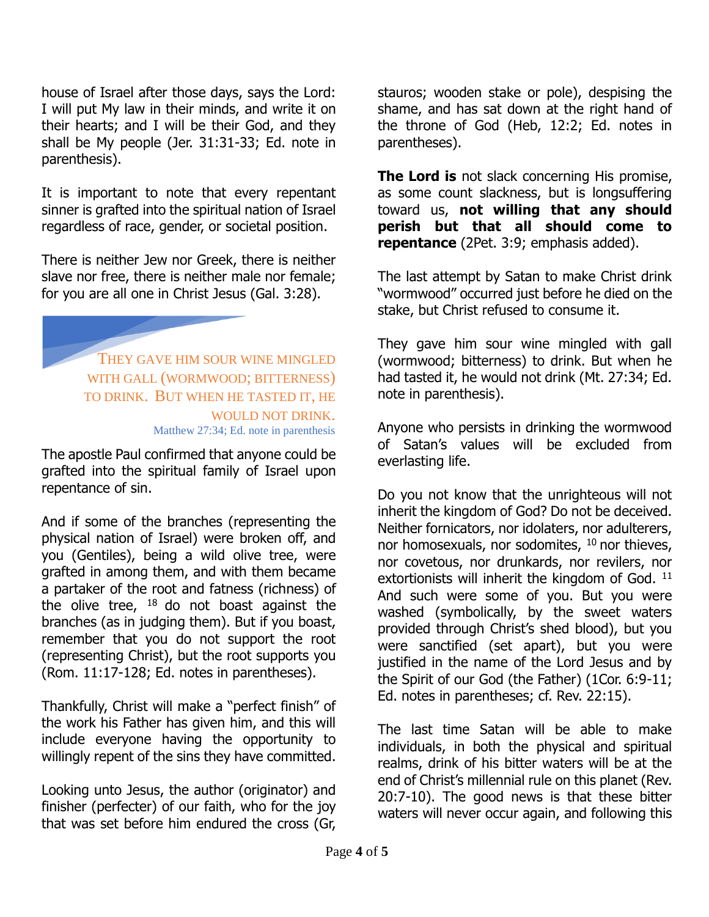house of Israel after those days, says the Lord: I will put My law in their minds, and write it on their hearts; and I will be their God, and they shall be My people (Jer. 31:31-33; Ed. note in parenthesis).

It is important to note that every repentant sinner is grafted into the spiritual nation of Israel regardless of race, gender, or societal position.

There is neither Jew nor Greek, there is neither slave nor free, there is neither male nor female; for you are all one in Christ Jesus (Gal. 3:28).

> THEY GAVE HIM SOUR WINE MINGLED WITH GALL (WORMWOOD; BITTERNESS) TO DRINK. BUT WHEN HE TASTED IT, HE WOULD NOT DRINK.
> Matthew 27:34; Ed. note in parenthesis

The apostle Paul confirmed that anyone could be grafted into the spiritual family of Israel upon repentance of sin.

And if some of the branches (representing the physical nation of Israel) were broken off, and you (Gentiles), being a wild olive tree, were grafted in among them, and with them became a partaker of the root and fatness (richness) of the olive tree, [18] do not boast against the branches (as in judging them). But if you boast, remember that you do not support the root (representing Christ), but the root supports you (Rom. 11:17-128; Ed. notes in parentheses).

Thankfully, Christ will make a "perfect finish" of the work his Father has given him, and this will include everyone having the opportunity to willingly repent of the sins they have committed.

Looking unto Jesus, the author (originator) and finisher (perfecter) of our faith, who for the joy that was set before him endured the cross (Gr, stauros; wooden stake or pole), despising the shame, and has sat down at the right hand of the throne of God (Heb, 12:2; Ed. notes in parentheses).

**The Lord is** not slack concerning His promise, as some count slackness, but is longsuffering toward us, **not willing that any should perish but that all should come to repentance** (2Pet. 3:9; emphasis added).

The last attempt by Satan to make Christ drink "wormwood" occurred just before he died on the stake, but Christ refused to consume it.

They gave him sour wine mingled with gall (wormwood; bitterness) to drink. But when he had tasted it, he would not drink (Mt. 27:34; Ed. note in parenthesis).

Anyone who persists in drinking the wormwood of Satan's values will be excluded from everlasting life.

Do you not know that the unrighteous will not inherit the kingdom of God? Do not be deceived. Neither fornicators, nor idolaters, nor adulterers, nor homosexuals, nor sodomites, [10] nor thieves, nor covetous, nor drunkards, nor revilers, nor extortionists will inherit the kingdom of God. [11] And such were some of you. But you were washed (symbolically, by the sweet waters provided through Christ's shed blood), but you were sanctified (set apart), but you were justified in the name of the Lord Jesus and by the Spirit of our God (the Father) (1Cor. 6:9-11; Ed. notes in parentheses; cf. Rev. 22:15).

The last time Satan will be able to make individuals, in both the physical and spiritual realms, drink of his bitter waters will be at the end of Christ's millennial rule on this planet (Rev. 20:7-10). The good news is that these bitter waters will never occur again, and following this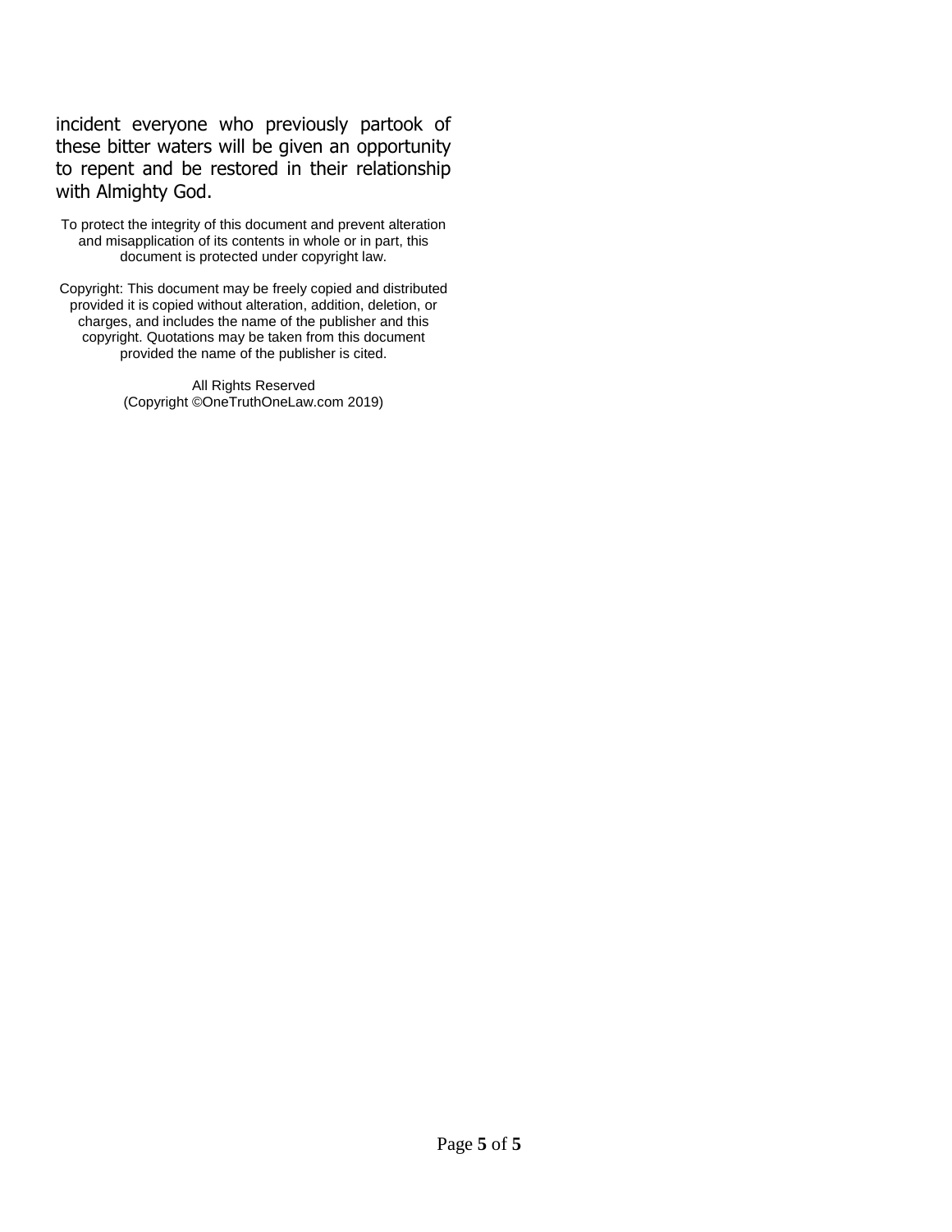incident everyone who previously partook of these bitter waters will be given an opportunity to repent and be restored in their relationship with Almighty God.

To protect the integrity of this document and prevent alteration and misapplication of its contents in whole or in part, this document is protected under copyright law.

Copyright: This document may be freely copied and distributed provided it is copied without alteration, addition, deletion, or charges, and includes the name of the publisher and this copyright. Quotations may be taken from this document provided the name of the publisher is cited.

All Rights Reserved
(Copyright ©OneTruthOneLaw.com 2019)